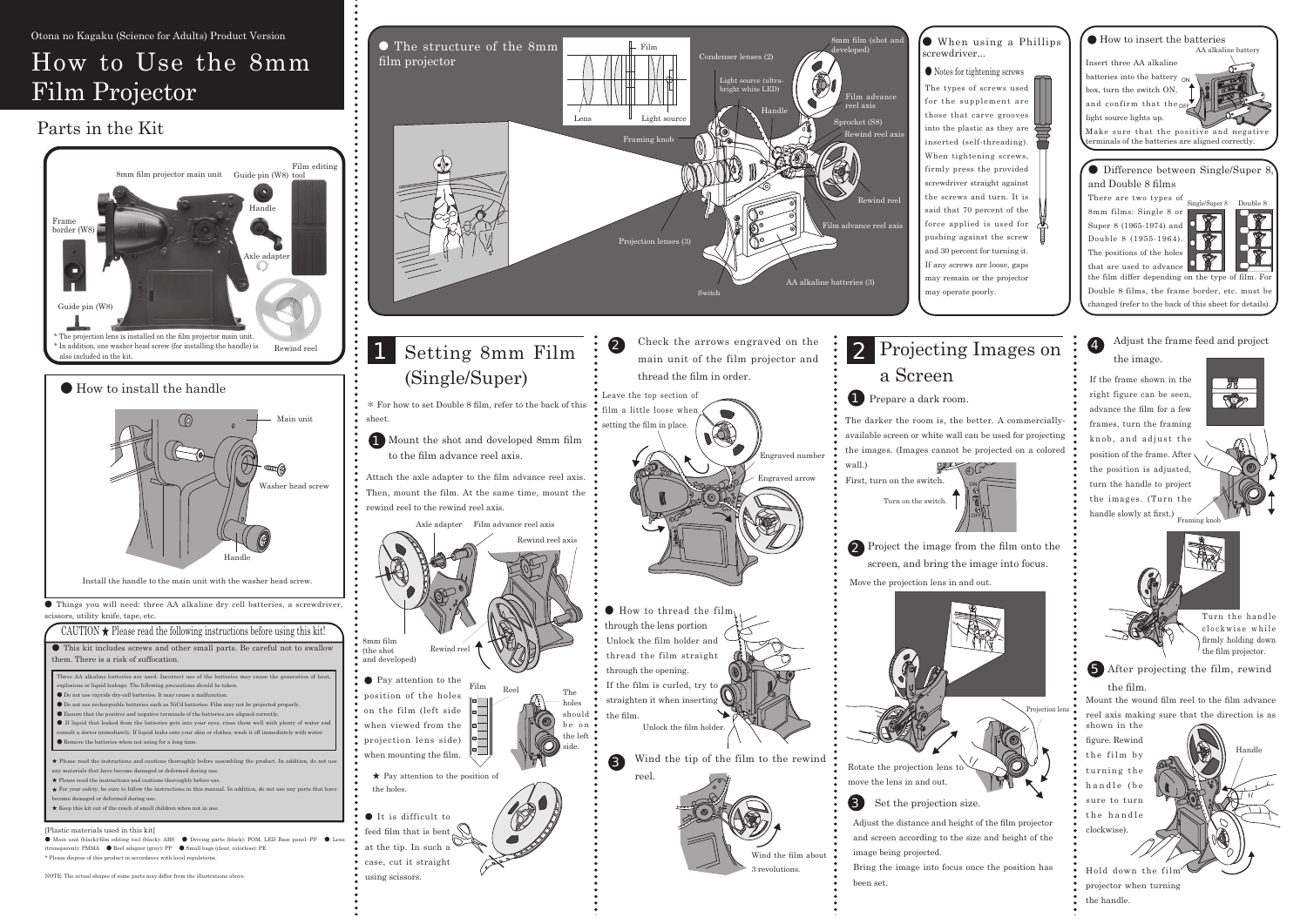Otona no Kagaku (Science for Adults) Product Version

# How to Use the 8mm Film Projector

## Parts in the Kit

8mm film projector main unit
Guide pin (W8)
Film editing tool
Handle
Frame border (W8)
Axle adapter
Guide pin (W8)
Rewind reel

* The projection lens is installed on the film projector main unit.
* In addition, one washer head screw (for installing the handle) is also included in the kit.

### ● How to install the handle

Main unit
Washer head screw
Handle

Install the handle to the main unit with the washer head screw.

● Things you will need: three AA alkaline dry cell batteries, a screwdriver, scissors, utility knife, tape, etc.

### CAUTION ★ Please read the following instructions before using this kit!

● This kit includes screws and other small parts. Be careful not to swallow them. There is a risk of suffocation.

Three AA alkaline batteries are used. Incorrect use of the batteries may cause the generation of heat, explosions or liquid leakage. The following precautions should be taken.
- ● Do not use oxyride dry-cell batteries. It may cause a malfunction.
- ● Do not use rechargeable batteries such as NiCd batteries. Film may not be projected properly.
- ● Ensure that the positive and negative terminals of the batteries are aligned correctly.
- ● If liquid that leaked from the batteries gets into your eyes, rinse them well with plenty of water and consult a doctor immediately. If liquid leaks onto your skin or clothes, wash it off immediately with water.
- ● Remove the batteries when not using for a long time.

★ Please read the instructions and cautions thoroughly before assembling the product. In addition, do not use any materials that have become damaged or deformed during use.
★ Please read the instructions and cautions thoroughly before use.
★ For your safety, be sure to follow the instructions in this manual. In addition, do not use any parts that have become damaged or deformed during use.
★ Keep this kit out of the reach of small children when not in use.

[Plastic materials used in this kit]
● Main unit (black)/film editing tool (black): ABS ● Driving parts (black): POM, LED Base panel: PP ● Lens (transparent): PMMA ● Reel adapter (gray): PP ● Small bags (clear, colorless): PE
* Please dispose of this product in accordance with local regulations.

NOTE: The actual shapes of some parts may differ from the illustrations above.

### ● The structure of the 8mm film projector

Film, Lens, Light source, Condenser lenses (2), Light source (ultra-bright white LED), Handle, 8mm film (shot and developed), Film advance reel axis, Sprocket (S8), Rewind reel axis, Framing knob, Rewind reel, Film advance reel axis, Projection lenses (3), AA alkaline batteries (3), Switch

### ● When using a Phillips screwdriver...

● Notes for tightening screws

The types of screws used for the supplement are those that carve grooves into the plastic as they are inserted (self-threading). When tightening screws, firmly press the provided screwdriver straight against the screws and turn. It is said that 70 percent of the force applied is used for pushing against the screw and 30 percent for turning it. If any screws are loose, gaps may remain or the projector may operate poorly.

### ● How to insert the batteries

Insert three AA alkaline batteries into the battery box, turn the switch ON, and confirm that the light source lights up.
Make sure that the positive and negative terminals of the batteries are aligned correctly.

AA alkaline battery, ON, OFF

### ● Difference between Single/Super 8, and Double 8 films

There are two types of 8mm films: Single 8 or Super 8 (1965-1974) and Double 8 (1955-1964). The positions of the holes that are used to advance the film differ depending on the type of film. For Double 8 films, the frame border, etc. must be changed (refer to the back of this sheet for details).

Single/Super 8, Double 8

## 1 Setting 8mm Film (Single/Super)

* For how to set Double 8 film, refer to the back of this sheet.

**1** Mount the shot and developed 8mm film to the film advance reel axis.

Attach the axle adapter to the film advance reel axis. Then, mount the film. At the same time, mount the rewind reel to the rewind reel axis.

Axle adapter, Film advance reel axis, Rewind reel axis, 8mm film (the shot and developed), Rewind reel

● Pay attention to the position of the holes on the film (left side when viewed from the projection lens side) when mounting the film.

Film, Reel, The holes should be on the left side.

★ Pay attention to the position of the holes.

● It is difficult to feed film that is bent at the tip. In such a case, cut it straight using scissors.

**2** Check the arrows engraved on the main unit of the film projector and thread the film in order.

Leave the top section of film a little loose when setting the film in place.

Engraved number, Engraved arrow

● How to thread the film through the lens portion

Unlock the film holder and thread the film straight through the opening.
If the film is curled, try to straighten it when inserting the film.

Unlock the film holder.

**3** Wind the tip of the film to the rewind reel.

Wind the film about 3 revolutions.

## 2 Projecting Images on a Screen

**1** Prepare a dark room.

The darker the room is, the better. A commercially-available screen or white wall can be used for projecting the images. (Images cannot be projected on a colored wall.)
First, turn on the switch.

Turn on the switch. ON, OFF

**2** Project the image from the film onto the screen, and bring the image into focus.

Move the projection lens in and out.

Projection lens

Rotate the projection lens to move the lens in and out.

**3** Set the projection size.

Adjust the distance and height of the film projector and screen according to the size and height of the image being projected.
Bring the image into focus once the position has been set.

**4** Adjust the frame feed and project the image.

If the frame shown in the right figure can be seen, advance the film for a few frames, turn the framing knob, and adjust the position of the frame. After the position is adjusted, turn the handle to project the images. (Turn the handle slowly at first.)

Framing knob

Turn the handle clockwise while firmly holding down the film projector.

**5** After projecting the film, rewind the film.

Mount the wound film reel to the film advance reel axis making sure that the direction is as shown in the figure. Rewind the film by turning the handle (be sure to turn the handle clockwise).

Handle

Hold down the film projector when turning the handle.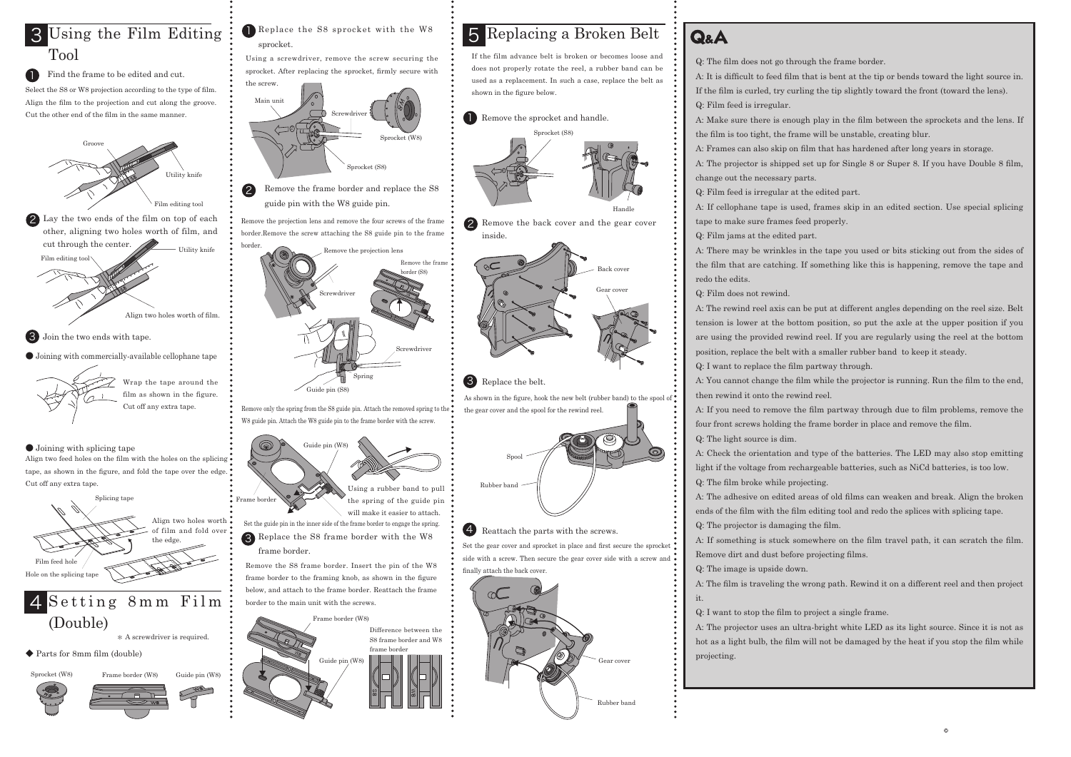## 3 Using the Film Editing Tool

1. Find the frame to be edited and cut.

Select the S8 or W8 projection according to the type of film. Align the film to the projection and cut along the groove. Cut the other end of the film in the same manner.

Groove

Utility knife

Film editing tool

2. Lay the two ends of the film on top of each other, aligning two holes worth of film, and cut through the center.

Film editing tool

Utility knife

Align two holes worth of film.

3. Join the two ends with tape.

● Joining with commercially-available cellophane tape

Wrap the tape around the film as shown in the figure. Cut off any extra tape.

● Joining with splicing tape

Align two feed holes on the film with the holes on the splicing tape, as shown in the figure, and fold the tape over the edge. Cut off any extra tape.

Splicing tape

Align two holes worth of film and fold over the edge.

Film feed hole

Hole on the splicing tape

## 4 Setting 8mm Film (Double)

＊ A screwdriver is required.

◆ Parts for 8mm film (double)

Sprocket (W8)   Frame border (W8)   Guide pin (W8)

1. Replace the S8 sprocket with the W8 sprocket.

Using a screwdriver, remove the screw securing the sprocket. After replacing the sprocket, firmly secure with the screw.

Main unit

Screwdriver

Sprocket (W8)

Sprocket (S8)

2. Remove the frame border and replace the S8 guide pin with the W8 guide pin.

Remove the projection lens and remove the four screws of the frame border.Remove the screw attaching the S8 guide pin to the frame border.

Remove the projection lens

Remove the frame border (S8)

Screwdriver

Screwdriver

Spring

Guide pin (S8)

Remove only the spring from the S8 guide pin. Attach the removed spring to the W8 guide pin. Attach the W8 guide pin to the frame border with the screw.

Guide pin (W8)

Frame border

Using a rubber band to pull the spring of the guide pin will make it easier to attach.

Set the guide pin in the inner side of the frame border to engage the spring.

3. Replace the S8 frame border with the W8 frame border.

Remove the S8 frame border. Insert the pin of the W8 frame border to the framing knob, as shown in the figure below, and attach to the frame border. Reattach the frame border to the main unit with the screws.

Frame border (W8)

Guide pin (W8)

Difference between the S8 frame border and W8 frame border

## 5 Replacing a Broken Belt

If the film advance belt is broken or becomes loose and does not properly rotate the reel, a rubber band can be used as a replacement. In such a case, replace the belt as shown in the figure below.

1. Remove the sprocket and handle.

Sprocket (S8)

Handle

2. Remove the back cover and the gear cover inside.

Back cover

Gear cover

3. Replace the belt.

As shown in the figure, hook the new belt (rubber band) to the spool of the gear cover and the spool for the rewind reel.

Spool

Rubber band

4. Reattach the parts with the screws.

Set the gear cover and sprocket in place and first secure the sprocket side with a screw. Then secure the gear cover side with a screw and finally attach the back cover.

Gear cover

Rubber band

## Q&A

Q: The film does not go through the frame border.

A: It is difficult to feed film that is bent at the tip or bends toward the light source in. If the film is curled, try curling the tip slightly toward the front (toward the lens).

Q: Film feed is irregular.

A: Make sure there is enough play in the film between the sprockets and the lens. If the film is too tight, the frame will be unstable, creating blur.

A: Frames can also skip on film that has hardened after long years in storage.

A: The projector is shipped set up for Single 8 or Super 8. If you have Double 8 film, change out the necessary parts.

Q: Film feed is irregular at the edited part.

A: If cellophane tape is used, frames skip in an edited section. Use special splicing tape to make sure frames feed properly.

Q: Film jams at the edited part.

A: There may be wrinkles in the tape you used or bits sticking out from the sides of the film that are catching. If something like this is happening, remove the tape and redo the edits.

Q: Film does not rewind.

A: The rewind reel axis can be put at different angles depending on the reel size. Belt tension is lower at the bottom position, so put the axle at the upper position if you are using the provided rewind reel. If you are regularly using the reel at the bottom position, replace the belt with a smaller rubber band to keep it steady.

Q: I want to replace the film partway through.

A: You cannot change the film while the projector is running. Run the film to the end, then rewind it onto the rewind reel.

A: If you need to remove the film partway through due to film problems, remove the four front screws holding the frame border in place and remove the film.

Q: The light source is dim.

A: Check the orientation and type of the batteries. The LED may also stop emitting light if the voltage from rechargeable batteries, such as NiCd batteries, is too low.

Q: The film broke while projecting.

A: The adhesive on edited areas of old films can weaken and break. Align the broken ends of the film with the film editing tool and redo the splices with splicing tape.

Q: The projector is damaging the film.

A: If something is stuck somewhere on the film travel path, it can scratch the film. Remove dirt and dust before projecting films.

Q: The image is upside down.

A: The film is traveling the wrong path. Rewind it on a different reel and then project it.

Q: I want to stop the film to project a single frame.

A: The projector uses an ultra-bright white LED as its light source. Since it is not as hot as a light bulb, the film will not be damaged by the heat if you stop the film while projecting.